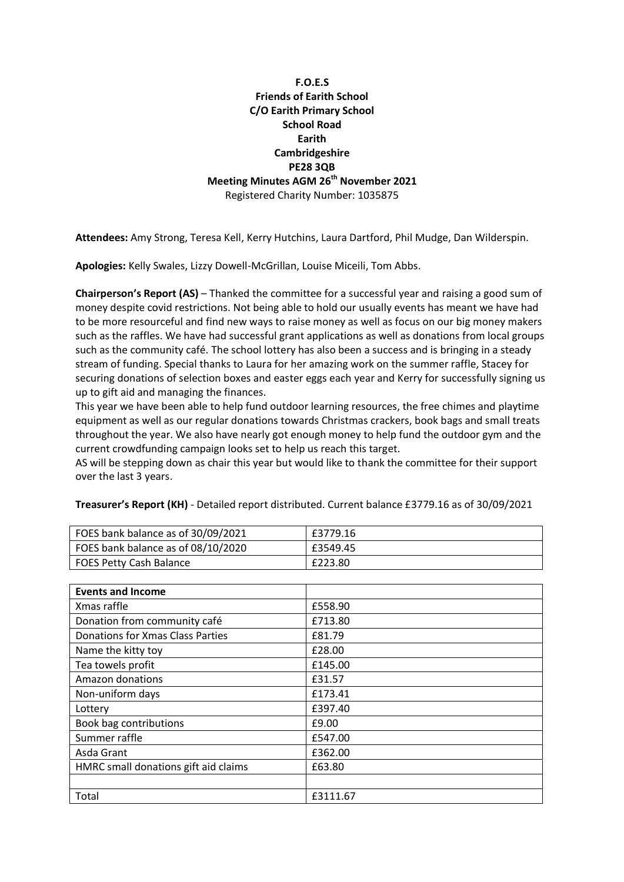**F.O.E.S**
**Friends of Earith School**
**C/O Earith Primary School**
**School Road**
**Earith**
**Cambridgeshire**
**PE28 3QB**
**Meeting Minutes AGM 26th November 2021**
Registered Charity Number: 1035875

**Attendees:** Amy Strong, Teresa Kell, Kerry Hutchins, Laura Dartford, Phil Mudge, Dan Wilderspin.

**Apologies:** Kelly Swales, Lizzy Dowell-McGrillan, Louise Miceili, Tom Abbs.

**Chairperson's Report (AS)** – Thanked the committee for a successful year and raising a good sum of money despite covid restrictions. Not being able to hold our usually events has meant we have had to be more resourceful and find new ways to raise money as well as focus on our big money makers such as the raffles. We have had successful grant applications as well as donations from local groups such as the community café. The school lottery has also been a success and is bringing in a steady stream of funding. Special thanks to Laura for her amazing work on the summer raffle, Stacey for securing donations of selection boxes and easter eggs each year and Kerry for successfully signing us up to gift aid and managing the finances.

This year we have been able to help fund outdoor learning resources, the free chimes and playtime equipment as well as our regular donations towards Christmas crackers, book bags and small treats throughout the year. We also have nearly got enough money to help fund the outdoor gym and the current crowdfunding campaign looks set to help us reach this target.

AS will be stepping down as chair this year but would like to thank the committee for their support over the last 3 years.

**Treasurer's Report (KH)** - Detailed report distributed. Current balance £3779.16 as of 30/09/2021

| FOES bank balance as of 30/09/2021 | £3779.16 |
|---|---|
| FOES bank balance as of 08/10/2020 | £3549.45 |
| FOES Petty Cash Balance | £223.80 |

| **Events and Income** | |
|---|---|
| Xmas raffle | £558.90 |
| Donation from community café | £713.80 |
| Donations for Xmas Class Parties | £81.79 |
| Name the kitty toy | £28.00 |
| Tea towels profit | £145.00 |
| Amazon donations | £31.57 |
| Non-uniform days | £173.41 |
| Lottery | £397.40 |
| Book bag contributions | £9.00 |
| Summer raffle | £547.00 |
| Asda Grant | £362.00 |
| HMRC small donations gift aid claims | £63.80 |
| | |
| Total | £3111.67 |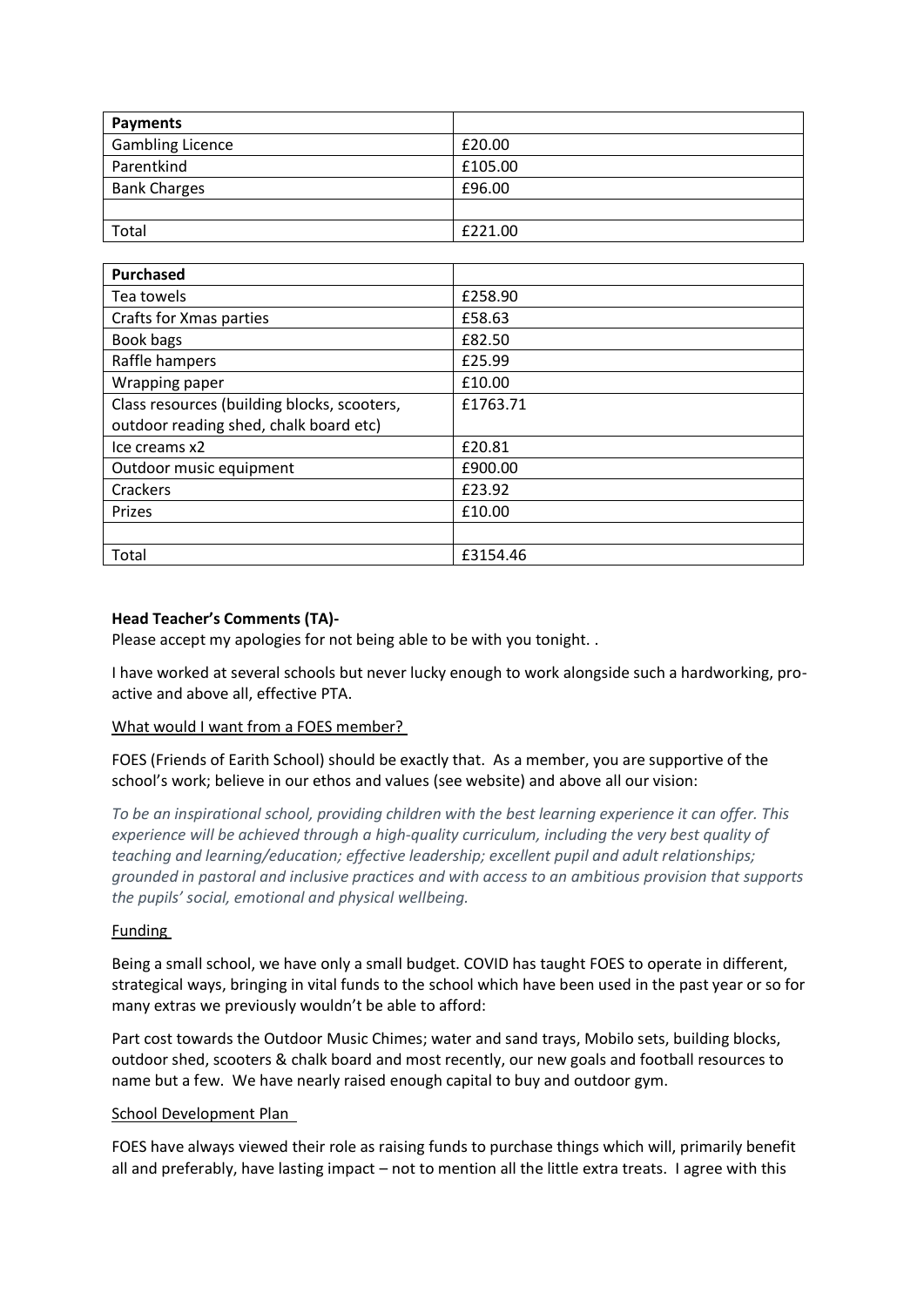| Payments | |
|---|---|
| Gambling Licence | £20.00 |
| Parentkind | £105.00 |
| Bank Charges | £96.00 |
| | |
| Total | £221.00 |

| Purchased | |
|---|---|
| Tea towels | £258.90 |
| Crafts for Xmas parties | £58.63 |
| Book bags | £82.50 |
| Raffle hampers | £25.99 |
| Wrapping paper | £10.00 |
| Class resources (building blocks, scooters, outdoor reading shed, chalk board etc) | £1763.71 |
| Ice creams x2 | £20.81 |
| Outdoor music equipment | £900.00 |
| Crackers | £23.92 |
| Prizes | £10.00 |
| | |
| Total | £3154.46 |

**Head Teacher's Comments (TA)-**

Please accept my apologies for not being able to be with you tonight. .

I have worked at several schools but never lucky enough to work alongside such a hardworking, pro-active and above all, effective PTA.

What would I want from a FOES member?

FOES (Friends of Earith School) should be exactly that. As a member, you are supportive of the school's work; believe in our ethos and values (see website) and above all our vision:

*To be an inspirational school, providing children with the best learning experience it can offer. This experience will be achieved through a high-quality curriculum, including the very best quality of teaching and learning/education; effective leadership; excellent pupil and adult relationships; grounded in pastoral and inclusive practices and with access to an ambitious provision that supports the pupils' social, emotional and physical wellbeing.*

Funding

Being a small school, we have only a small budget. COVID has taught FOES to operate in different, strategical ways, bringing in vital funds to the school which have been used in the past year or so for many extras we previously wouldn't be able to afford:

Part cost towards the Outdoor Music Chimes; water and sand trays, Mobilo sets, building blocks, outdoor shed, scooters & chalk board and most recently, our new goals and football resources to name but a few. We have nearly raised enough capital to buy and outdoor gym.

School Development Plan

FOES have always viewed their role as raising funds to purchase things which will, primarily benefit all and preferably, have lasting impact – not to mention all the little extra treats. I agree with this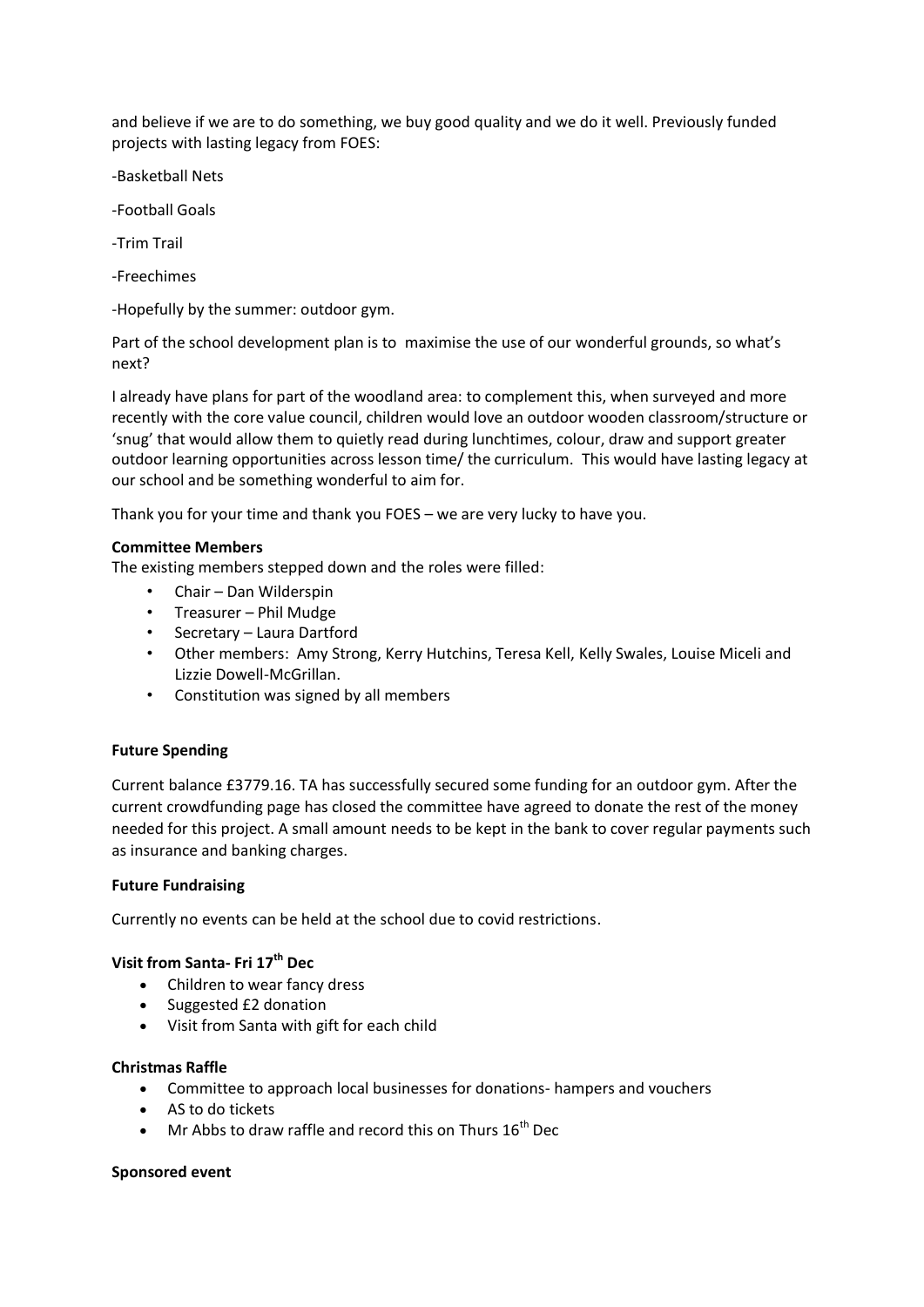and believe if we are to do something, we buy good quality and we do it well. Previously funded projects with lasting legacy from FOES:

-Basketball Nets

-Football Goals

-Trim Trail

-Freechimes

-Hopefully by the summer: outdoor gym.

Part of the school development plan is to maximise the use of our wonderful grounds, so what's next?

I already have plans for part of the woodland area: to complement this, when surveyed and more recently with the core value council, children would love an outdoor wooden classroom/structure or 'snug' that would allow them to quietly read during lunchtimes, colour, draw and support greater outdoor learning opportunities across lesson time/ the curriculum. This would have lasting legacy at our school and be something wonderful to aim for.

Thank you for your time and thank you FOES – we are very lucky to have you.

**Committee Members**

The existing members stepped down and the roles were filled:

- Chair – Dan Wilderspin
- Treasurer – Phil Mudge
- Secretary – Laura Dartford
- Other members: Amy Strong, Kerry Hutchins, Teresa Kell, Kelly Swales, Louise Miceli and Lizzie Dowell-McGrillan.
- Constitution was signed by all members

**Future Spending**

Current balance £3779.16. TA has successfully secured some funding for an outdoor gym. After the current crowdfunding page has closed the committee have agreed to donate the rest of the money needed for this project. A small amount needs to be kept in the bank to cover regular payments such as insurance and banking charges.

**Future Fundraising**

Currently no events can be held at the school due to covid restrictions.

**Visit from Santa- Fri 17th Dec**

- Children to wear fancy dress
- Suggested £2 donation
- Visit from Santa with gift for each child

**Christmas Raffle**

- Committee to approach local businesses for donations- hampers and vouchers
- AS to do tickets
- Mr Abbs to draw raffle and record this on Thurs 16th Dec

**Sponsored event**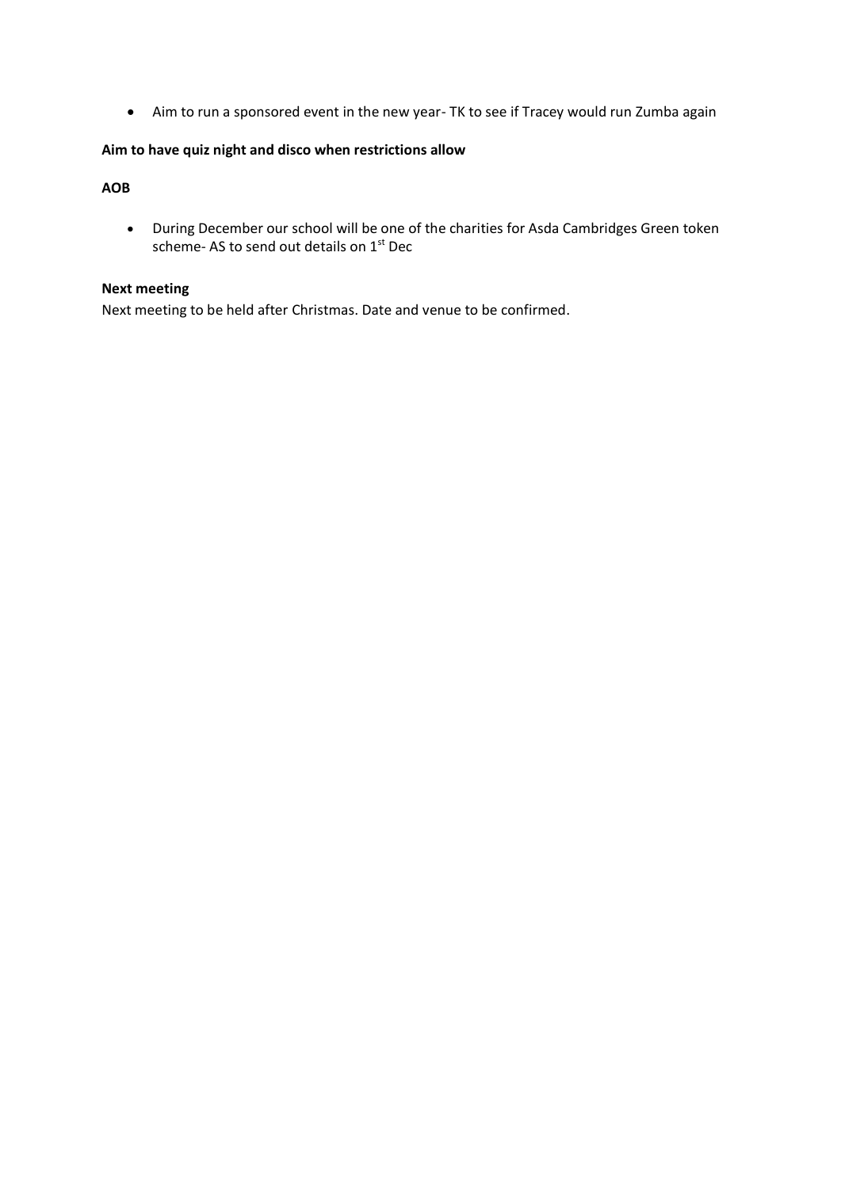- Aim to run a sponsored event in the new year- TK to see if Tracey would run Zumba again

**Aim to have quiz night and disco when restrictions allow**

**AOB**

- During December our school will be one of the charities for Asda Cambridges Green token scheme- AS to send out details on 1st Dec

**Next meeting**

Next meeting to be held after Christmas. Date and venue to be confirmed.